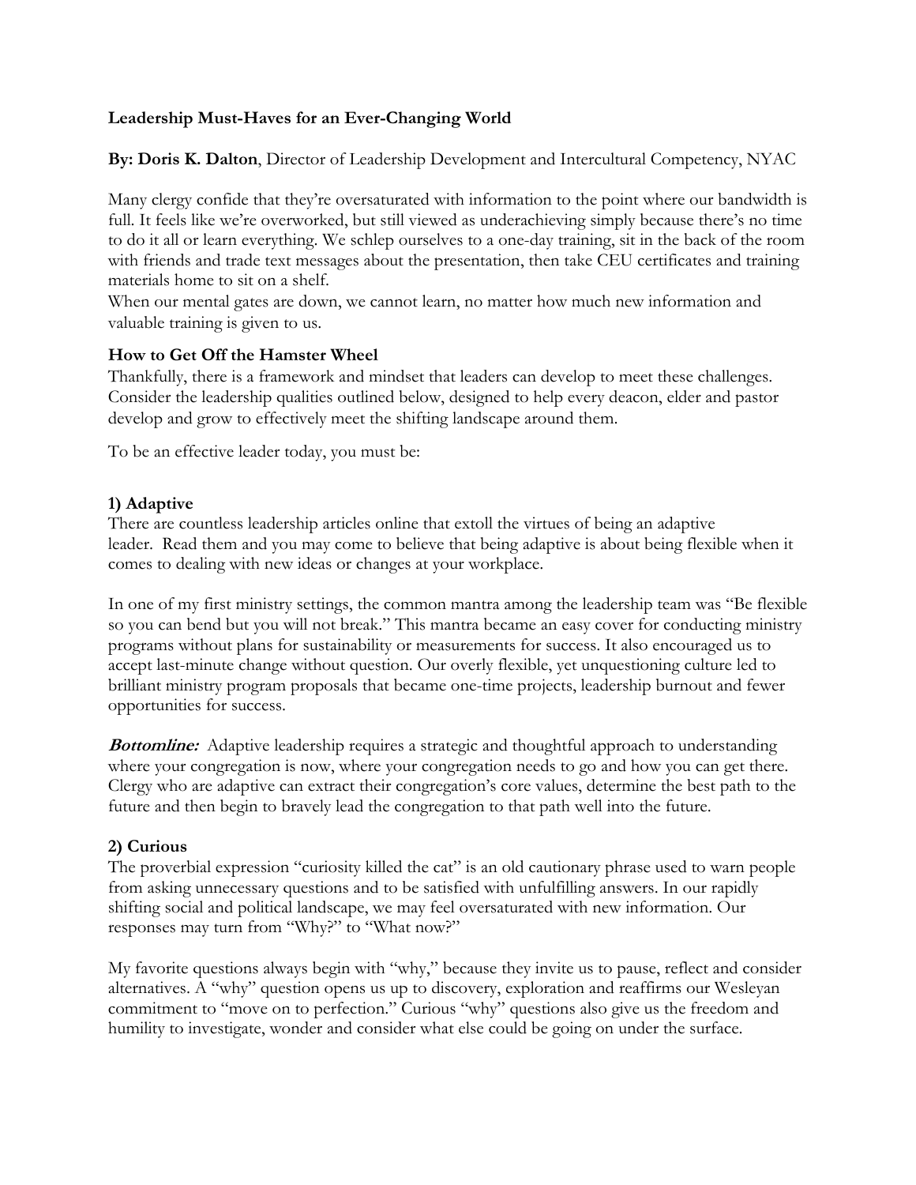**Leadership Must-Haves for an Ever-Changing World**

**By: Doris K. Dalton**, Director of Leadership Development and Intercultural Competency, NYAC

Many clergy confide that they're oversaturated with information to the point where our bandwidth is full. It feels like we're overworked, but still viewed as underachieving simply because there's no time to do it all or learn everything. We schlep ourselves to a one-day training, sit in the back of the room with friends and trade text messages about the presentation, then take CEU certificates and training materials home to sit on a shelf.
When our mental gates are down, we cannot learn, no matter how much new information and valuable training is given to us.

**How to Get Off the Hamster Wheel**

Thankfully, there is a framework and mindset that leaders can develop to meet these challenges. Consider the leadership qualities outlined below, designed to help every deacon, elder and pastor develop and grow to effectively meet the shifting landscape around them.

To be an effective leader today, you must be:

**1) Adaptive**

There are countless leadership articles online that extoll the virtues of being an adaptive leader. Read them and you may come to believe that being adaptive is about being flexible when it comes to dealing with new ideas or changes at your workplace.

In one of my first ministry settings, the common mantra among the leadership team was "Be flexible so you can bend but you will not break." This mantra became an easy cover for conducting ministry programs without plans for sustainability or measurements for success. It also encouraged us to accept last-minute change without question. Our overly flexible, yet unquestioning culture led to brilliant ministry program proposals that became one-time projects, leadership burnout and fewer opportunities for success.

***Bottomline:*** Adaptive leadership requires a strategic and thoughtful approach to understanding where your congregation is now, where your congregation needs to go and how you can get there. Clergy who are adaptive can extract their congregation's core values, determine the best path to the future and then begin to bravely lead the congregation to that path well into the future.

**2) Curious**

The proverbial expression "curiosity killed the cat" is an old cautionary phrase used to warn people from asking unnecessary questions and to be satisfied with unfulfilling answers. In our rapidly shifting social and political landscape, we may feel oversaturated with new information. Our responses may turn from "Why?" to "What now?"

My favorite questions always begin with "why," because they invite us to pause, reflect and consider alternatives. A "why" question opens us up to discovery, exploration and reaffirms our Wesleyan commitment to "move on to perfection." Curious "why" questions also give us the freedom and humility to investigate, wonder and consider what else could be going on under the surface.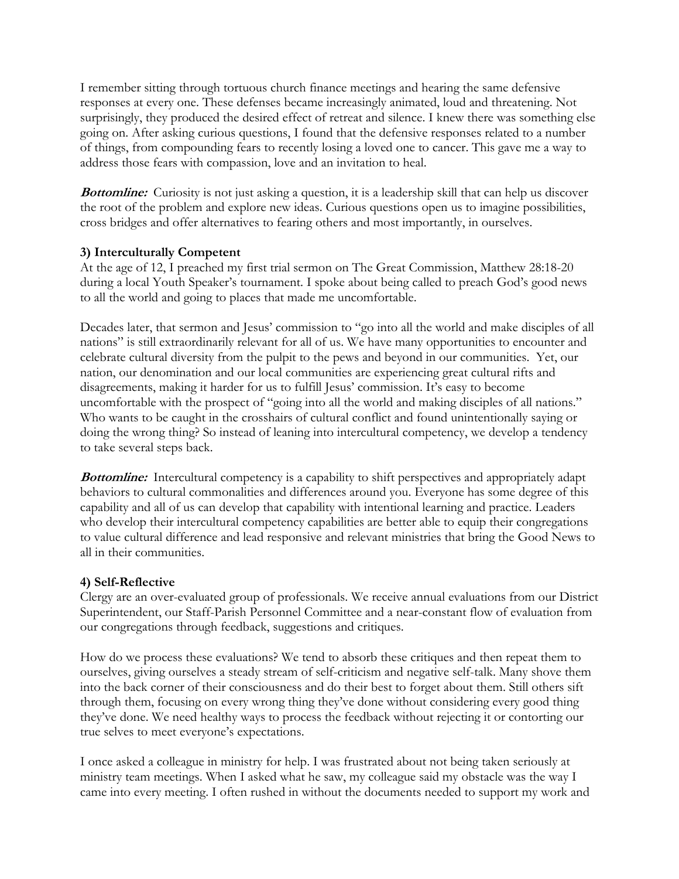I remember sitting through tortuous church finance meetings and hearing the same defensive responses at every one. These defenses became increasingly animated, loud and threatening. Not surprisingly, they produced the desired effect of retreat and silence. I knew there was something else going on. After asking curious questions, I found that the defensive responses related to a number of things, from compounding fears to recently losing a loved one to cancer. This gave me a way to address those fears with compassion, love and an invitation to heal.

***Bottomline:*** Curiosity is not just asking a question, it is a leadership skill that can help us discover the root of the problem and explore new ideas. Curious questions open us to imagine possibilities, cross bridges and offer alternatives to fearing others and most importantly, in ourselves.

### 3) Interculturally Competent

At the age of 12, I preached my first trial sermon on The Great Commission, Matthew 28:18-20 during a local Youth Speaker's tournament. I spoke about being called to preach God's good news to all the world and going to places that made me uncomfortable.

Decades later, that sermon and Jesus' commission to "go into all the world and make disciples of all nations" is still extraordinarily relevant for all of us. We have many opportunities to encounter and celebrate cultural diversity from the pulpit to the pews and beyond in our communities. Yet, our nation, our denomination and our local communities are experiencing great cultural rifts and disagreements, making it harder for us to fulfill Jesus' commission. It's easy to become uncomfortable with the prospect of "going into all the world and making disciples of all nations." Who wants to be caught in the crosshairs of cultural conflict and found unintentionally saying or doing the wrong thing? So instead of leaning into intercultural competency, we develop a tendency to take several steps back.

***Bottomline:*** Intercultural competency is a capability to shift perspectives and appropriately adapt behaviors to cultural commonalities and differences around you. Everyone has some degree of this capability and all of us can develop that capability with intentional learning and practice. Leaders who develop their intercultural competency capabilities are better able to equip their congregations to value cultural difference and lead responsive and relevant ministries that bring the Good News to all in their communities.

### 4) Self-Reflective

Clergy are an over-evaluated group of professionals. We receive annual evaluations from our District Superintendent, our Staff-Parish Personnel Committee and a near-constant flow of evaluation from our congregations through feedback, suggestions and critiques.

How do we process these evaluations? We tend to absorb these critiques and then repeat them to ourselves, giving ourselves a steady stream of self-criticism and negative self-talk. Many shove them into the back corner of their consciousness and do their best to forget about them. Still others sift through them, focusing on every wrong thing they've done without considering every good thing they've done. We need healthy ways to process the feedback without rejecting it or contorting our true selves to meet everyone's expectations.

I once asked a colleague in ministry for help. I was frustrated about not being taken seriously at ministry team meetings. When I asked what he saw, my colleague said my obstacle was the way I came into every meeting. I often rushed in without the documents needed to support my work and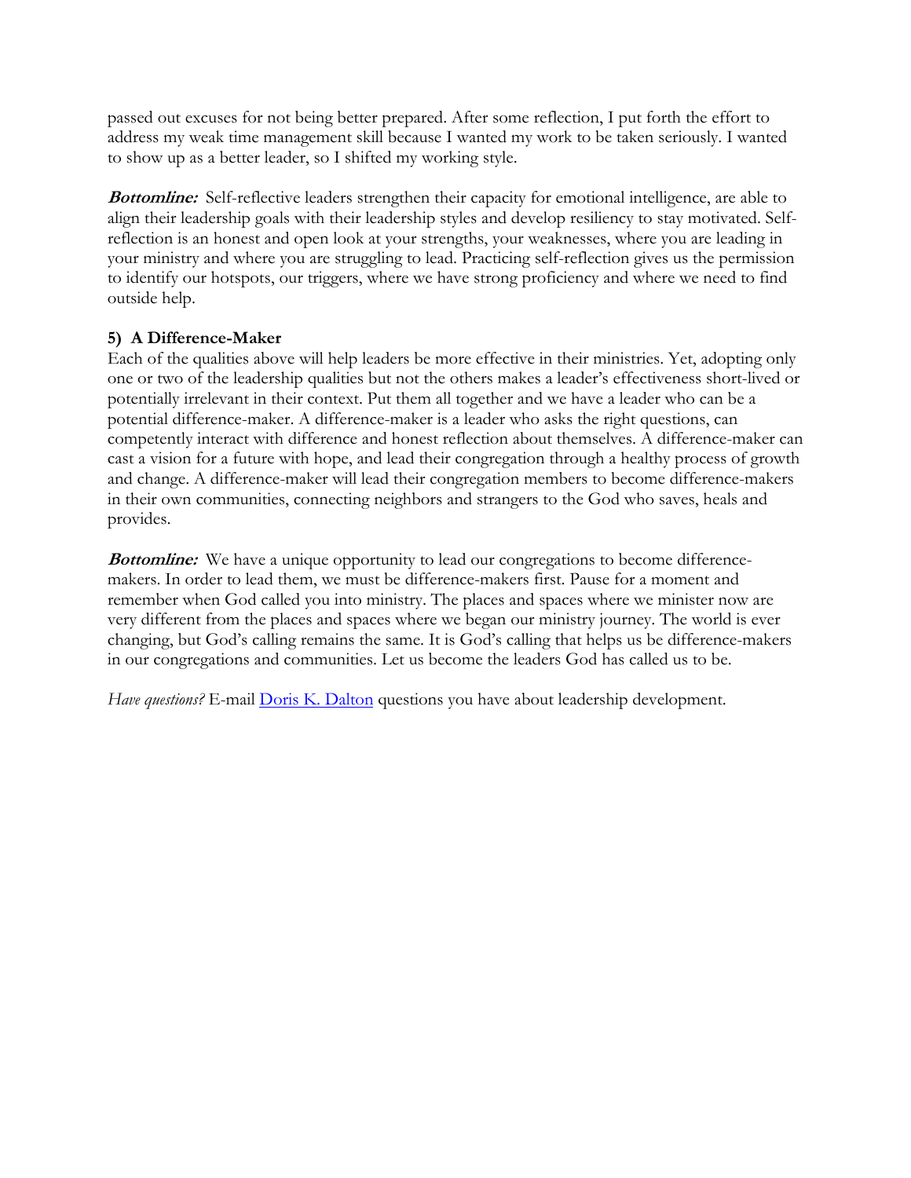passed out excuses for not being better prepared. After some reflection, I put forth the effort to address my weak time management skill because I wanted my work to be taken seriously. I wanted to show up as a better leader, so I shifted my working style.

***Bottomline:*** Self-reflective leaders strengthen their capacity for emotional intelligence, are able to align their leadership goals with their leadership styles and develop resiliency to stay motivated. Self-reflection is an honest and open look at your strengths, your weaknesses, where you are leading in your ministry and where you are struggling to lead. Practicing self-reflection gives us the permission to identify our hotspots, our triggers, where we have strong proficiency and where we need to find outside help.

**5) A Difference-Maker**

Each of the qualities above will help leaders be more effective in their ministries. Yet, adopting only one or two of the leadership qualities but not the others makes a leader's effectiveness short-lived or potentially irrelevant in their context. Put them all together and we have a leader who can be a potential difference-maker. A difference-maker is a leader who asks the right questions, can competently interact with difference and honest reflection about themselves. A difference-maker can cast a vision for a future with hope, and lead their congregation through a healthy process of growth and change. A difference-maker will lead their congregation members to become difference-makers in their own communities, connecting neighbors and strangers to the God who saves, heals and provides.

***Bottomline:*** We have a unique opportunity to lead our congregations to become difference-makers. In order to lead them, we must be difference-makers first. Pause for a moment and remember when God called you into ministry. The places and spaces where we minister now are very different from the places and spaces where we began our ministry journey. The world is ever changing, but God's calling remains the same. It is God's calling that helps us be difference-makers in our congregations and communities. Let us become the leaders God has called us to be.

*Have questions?* E-mail Doris K. Dalton questions you have about leadership development.